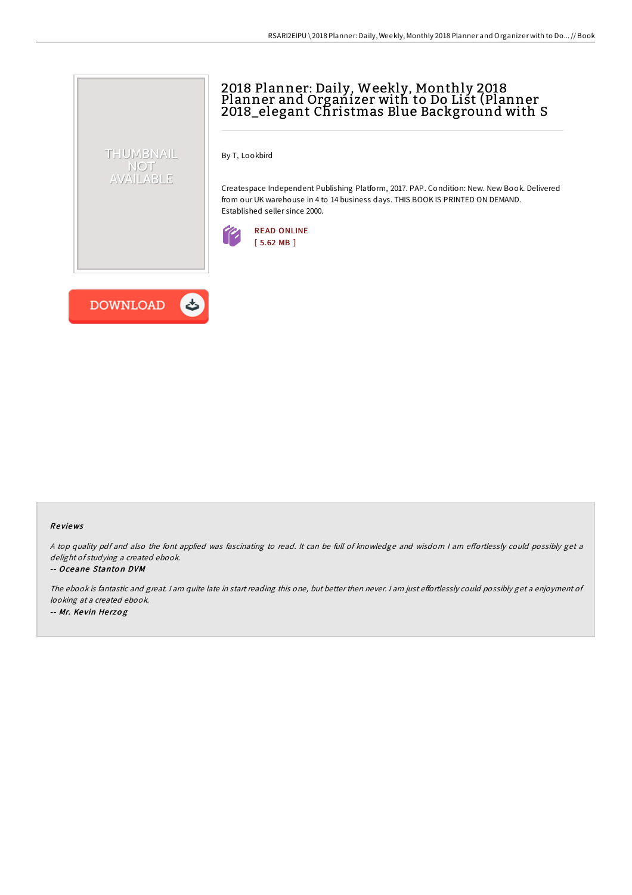# 2018 Planner: Daily, Weekly, Monthly 2018 Planner and Organizer with to Do List (Planner 2018_elegant Christmas Blue Background with S

THUMBNAIL NOT AVAILABLE

By T, Lookbird

Createspace Independent Publishing Platform, 2017. PAP. Condition: New. New Book. Delivered from our UK warehouse in 4 to 14 business days. THIS BOOK IS PRINTED ON DEMAND. Established seller since 2000.

READ ONLINE
[ 5.62 MB ]

DOWNLOAD

### Reviews

*A top quality pdf and also the font applied was fascinating to read. It can be full of knowledge and wisdom I am effortlessly could possibly get a delight of studying a created ebook.*

-- ***Oceane Stanton DVM***

*The ebook is fantastic and great. I am quite late in start reading this one, but better then never. I am just effortlessly could possibly get a enjoyment of looking at a created ebook.*

-- ***Mr. Kevin Herzog***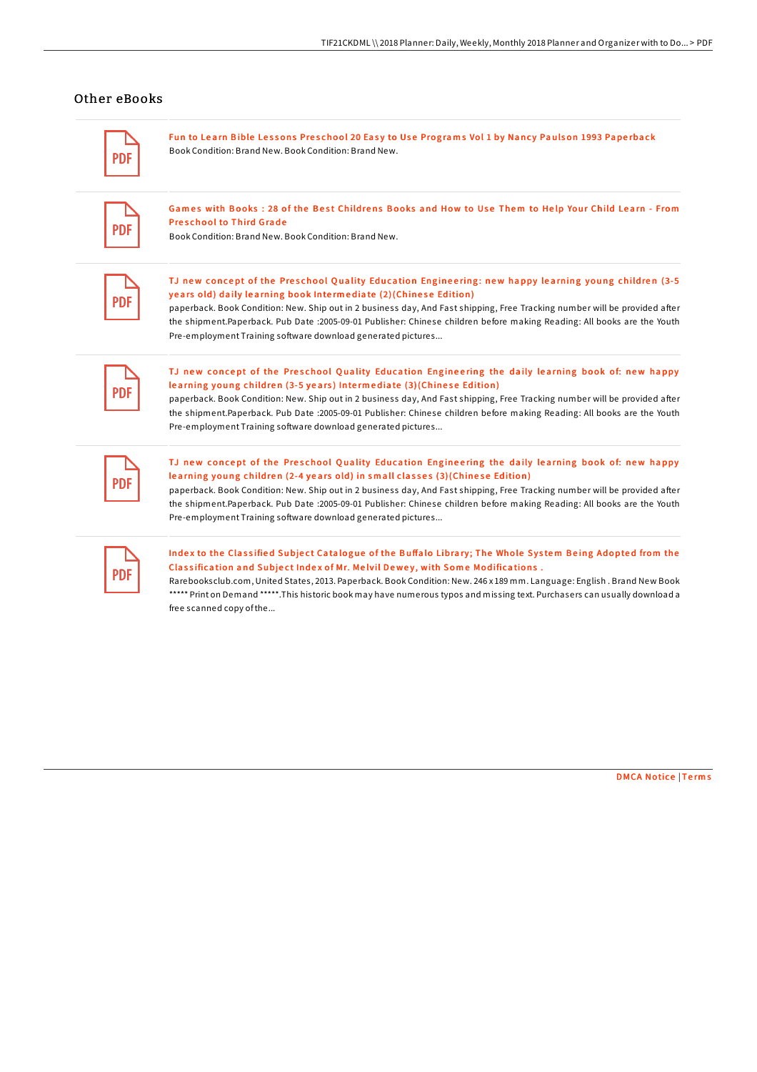## Other eBooks

**Fun to Learn Bible Lessons Preschool 20 Easy to Use Programs Vol 1 by Nancy Paulson 1993 Paperback**

Book Condition: Brand New. Book Condition: Brand New.

**Games with Books : 28 of the Best Childrens Books and How to Use Them to Help Your Child Learn - From Preschool to Third Grade**

Book Condition: Brand New. Book Condition: Brand New.

**TJ new concept of the Preschool Quality Education Engineering: new happy learning young children (3-5 years old) daily learning book Intermediate (2)(Chinese Edition)**

paperback. Book Condition: New. Ship out in 2 business day, And Fast shipping, Free Tracking number will be provided after the shipment.Paperback. Pub Date :2005-09-01 Publisher: Chinese children before making Reading: All books are the Youth Pre-employment Training software download generated pictures...

**TJ new concept of the Preschool Quality Education Engineering the daily learning book of: new happy learning young children (3-5 years) Intermediate (3)(Chinese Edition)**

paperback. Book Condition: New. Ship out in 2 business day, And Fast shipping, Free Tracking number will be provided after the shipment.Paperback. Pub Date :2005-09-01 Publisher: Chinese children before making Reading: All books are the Youth Pre-employment Training software download generated pictures...

**TJ new concept of the Preschool Quality Education Engineering the daily learning book of: new happy learning young children (2-4 years old) in small classes (3)(Chinese Edition)**

paperback. Book Condition: New. Ship out in 2 business day, And Fast shipping, Free Tracking number will be provided after the shipment.Paperback. Pub Date :2005-09-01 Publisher: Chinese children before making Reading: All books are the Youth Pre-employment Training software download generated pictures...

**Index to the Classified Subject Catalogue of the Buffalo Library; The Whole System Being Adopted from the Classification and Subject Index of Mr. Melvil Dewey, with Some Modifications .**

Rarebooksclub.com, United States, 2013. Paperback. Book Condition: New. 246 x 189 mm. Language: English . Brand New Book ***** Print on Demand *****.This historic book may have numerous typos and missing text. Purchasers can usually download a free scanned copy of the...

DMCA Notice | Terms